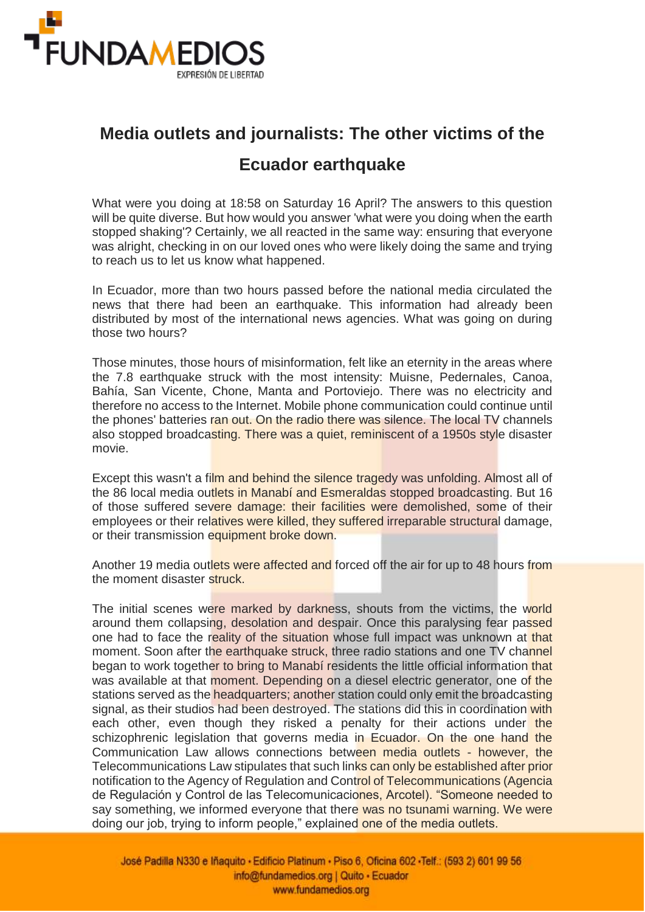# Media outlets and journalists: The other victims of the Ecuador earthquake

What were you doing at 18:58 on Saturday 16 April? The answers to this question will be quite diverse. But how would you answer 'what were you doing when the earth stopped shaking'? Certainly, we all reacted in the same way: ensuring that everyone was alright, checking in on our loved ones who were likely doing the same and trying to reach us to let us know what happened.

In Ecuador, more than two hours passed before the national media circulated the news that there had been an earthquake. This information had already been distributed by most of the international news agencies. What was going on during those two hours?

Those minutes, those hours of misinformation, felt like an eternity in the areas where the 7.8 earthquake struck with the most intensity: Muisne, Pedernales, Canoa, Bahía, San Vicente, Chone, Manta and Portoviejo. There was no electricity and therefore no access to the Internet. Mobile phone communication could continue until the phones' batteries ran out. On the radio there was silence. The local TV channels also stopped broadcasting. There was a quiet, reminiscent of a 1950s style disaster movie.

Except this wasn't a film and behind the silence tragedy was unfolding. Almost all of the 86 local media outlets in Manabí and Esmeraldas stopped broadcasting. But 16 of those suffered severe damage: their facilities were demolished, some of their employees or their relatives were killed, they suffered irreparable structural damage, or their transmission equipment broke down.

Another 19 media outlets were affected and forced off the air for up to 48 hours from the moment disaster struck.

The initial scenes were marked by darkness, shouts from the victims, the world around them collapsing, desolation and despair. Once this paralysing fear passed one had to face the reality of the situation whose full impact was unknown at that moment. Soon after the earthquake struck, three radio stations and one TV channel began to work together to bring to Manabí residents the little official information that was available at that moment. Depending on a diesel electric generator, one of the stations served as the headquarters; another station could only emit the broadcasting signal, as their studios had been destroyed. The stations did this in coordination with each other, even though they risked a penalty for their actions under the schizophrenic legislation that governs media in Ecuador. On the one hand the Communication Law allows connections between media outlets - however, the Telecommunications Law stipulates that such links can only be established after prior notification to the Agency of Regulation and Control of Telecommunications (Agencia de Regulación y Control de las Telecomunicaciones, Arcotel). "Someone needed to say something, we informed everyone that there was no tsunami warning. We were doing our job, trying to inform people," explained one of the media outlets.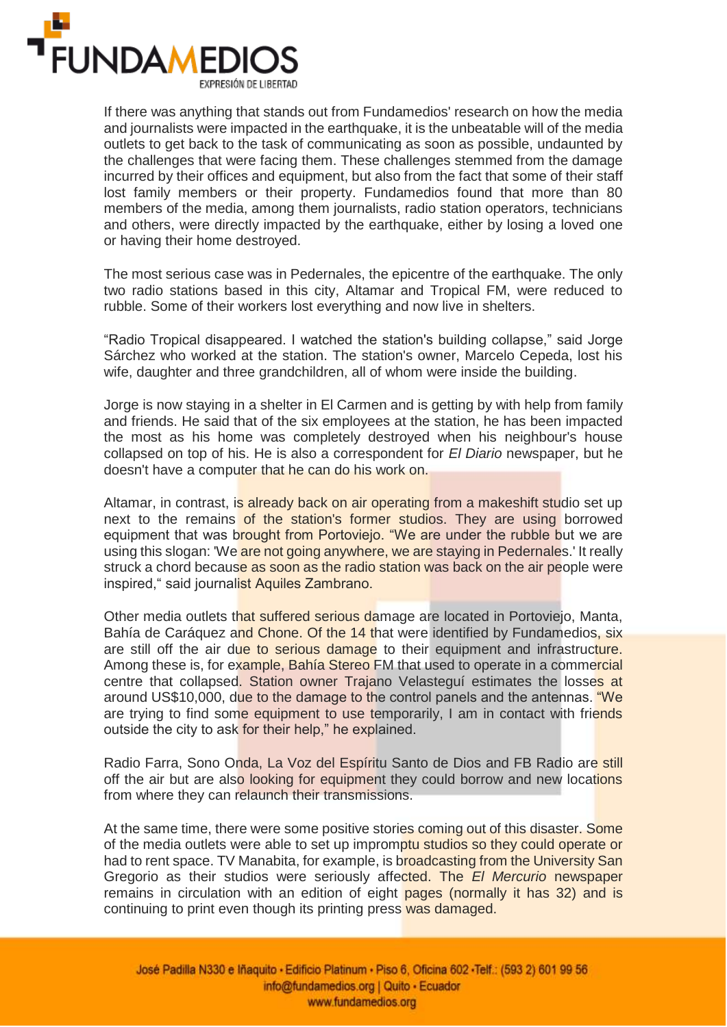If there was anything that stands out from Fundamedios' research on how the media and journalists were impacted in the earthquake, it is the unbeatable will of the media outlets to get back to the task of communicating as soon as possible, undaunted by the challenges that were facing them. These challenges stemmed from the damage incurred by their offices and equipment, but also from the fact that some of their staff lost family members or their property. Fundamedios found that more than 80 members of the media, among them journalists, radio station operators, technicians and others, were directly impacted by the earthquake, either by losing a loved one or having their home destroyed.

The most serious case was in Pedernales, the epicentre of the earthquake. The only two radio stations based in this city, Altamar and Tropical FM, were reduced to rubble. Some of their workers lost everything and now live in shelters.

"Radio Tropical disappeared. I watched the station's building collapse," said Jorge Sárchez who worked at the station. The station's owner, Marcelo Cepeda, lost his wife, daughter and three grandchildren, all of whom were inside the building.

Jorge is now staying in a shelter in El Carmen and is getting by with help from family and friends. He said that of the six employees at the station, he has been impacted the most as his home was completely destroyed when his neighbour's house collapsed on top of his. He is also a correspondent for *El Diario* newspaper, but he doesn't have a computer that he can do his work on.

Altamar, in contrast, is already back on air operating from a makeshift studio set up next to the remains of the station's former studios. They are using borrowed equipment that was brought from Portoviejo. "We are under the rubble but we are using this slogan: 'We are not going anywhere, we are staying in Pedernales.' It really struck a chord because as soon as the radio station was back on the air people were inspired," said journalist Aquiles Zambrano.

Other media outlets that suffered serious damage are located in Portoviejo, Manta, Bahía de Caráquez and Chone. Of the 14 that were identified by Fundamedios, six are still off the air due to serious damage to their equipment and infrastructure. Among these is, for example, Bahía Stereo FM that used to operate in a commercial centre that collapsed. Station owner Trajano Velasteguí estimates the losses at around US$10,000, due to the damage to the control panels and the antennas. "We are trying to find some equipment to use temporarily, I am in contact with friends outside the city to ask for their help," he explained.

Radio Farra, Sono Onda, La Voz del Espíritu Santo de Dios and FB Radio are still off the air but are also looking for equipment they could borrow and new locations from where they can relaunch their transmissions.

At the same time, there were some positive stories coming out of this disaster. Some of the media outlets were able to set up impromptu studios so they could operate or had to rent space. TV Manabita, for example, is broadcasting from the University San Gregorio as their studios were seriously affected. The *El Mercurio* newspaper remains in circulation with an edition of eight pages (normally it has 32) and is continuing to print even though its printing press was damaged.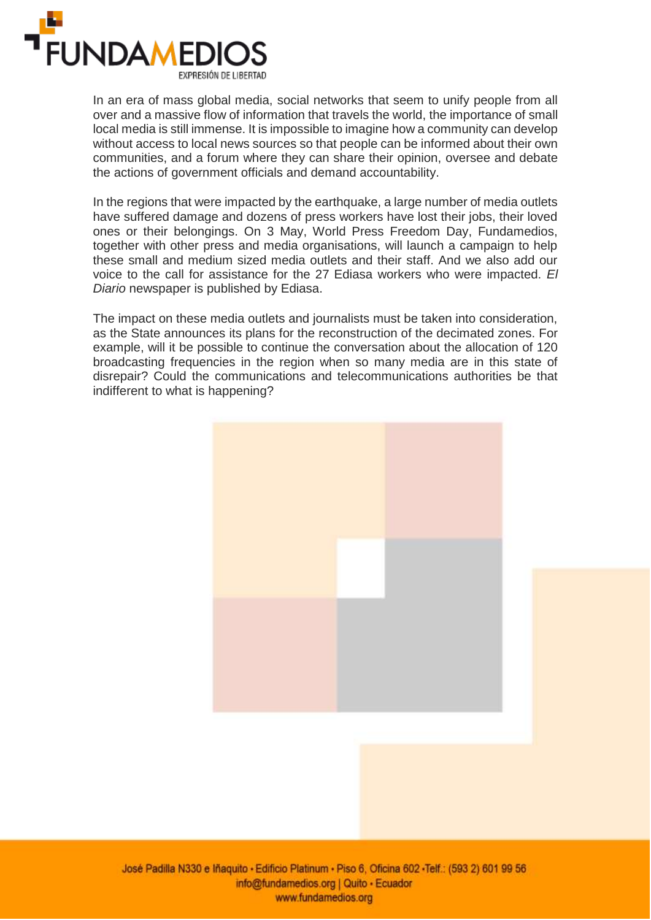In an era of mass global media, social networks that seem to unify people from all over and a massive flow of information that travels the world, the importance of small local media is still immense. It is impossible to imagine how a community can develop without access to local news sources so that people can be informed about their own communities, and a forum where they can share their opinion, oversee and debate the actions of government officials and demand accountability.

In the regions that were impacted by the earthquake, a large number of media outlets have suffered damage and dozens of press workers have lost their jobs, their loved ones or their belongings. On 3 May, World Press Freedom Day, Fundamedios, together with other press and media organisations, will launch a campaign to help these small and medium sized media outlets and their staff. And we also add our voice to the call for assistance for the 27 Ediasa workers who were impacted. *El Diario* newspaper is published by Ediasa.

The impact on these media outlets and journalists must be taken into consideration, as the State announces its plans for the reconstruction of the decimated zones. For example, will it be possible to continue the conversation about the allocation of 120 broadcasting frequencies in the region when so many media are in this state of disrepair? Could the communications and telecommunications authorities be that indifferent to what is happening?